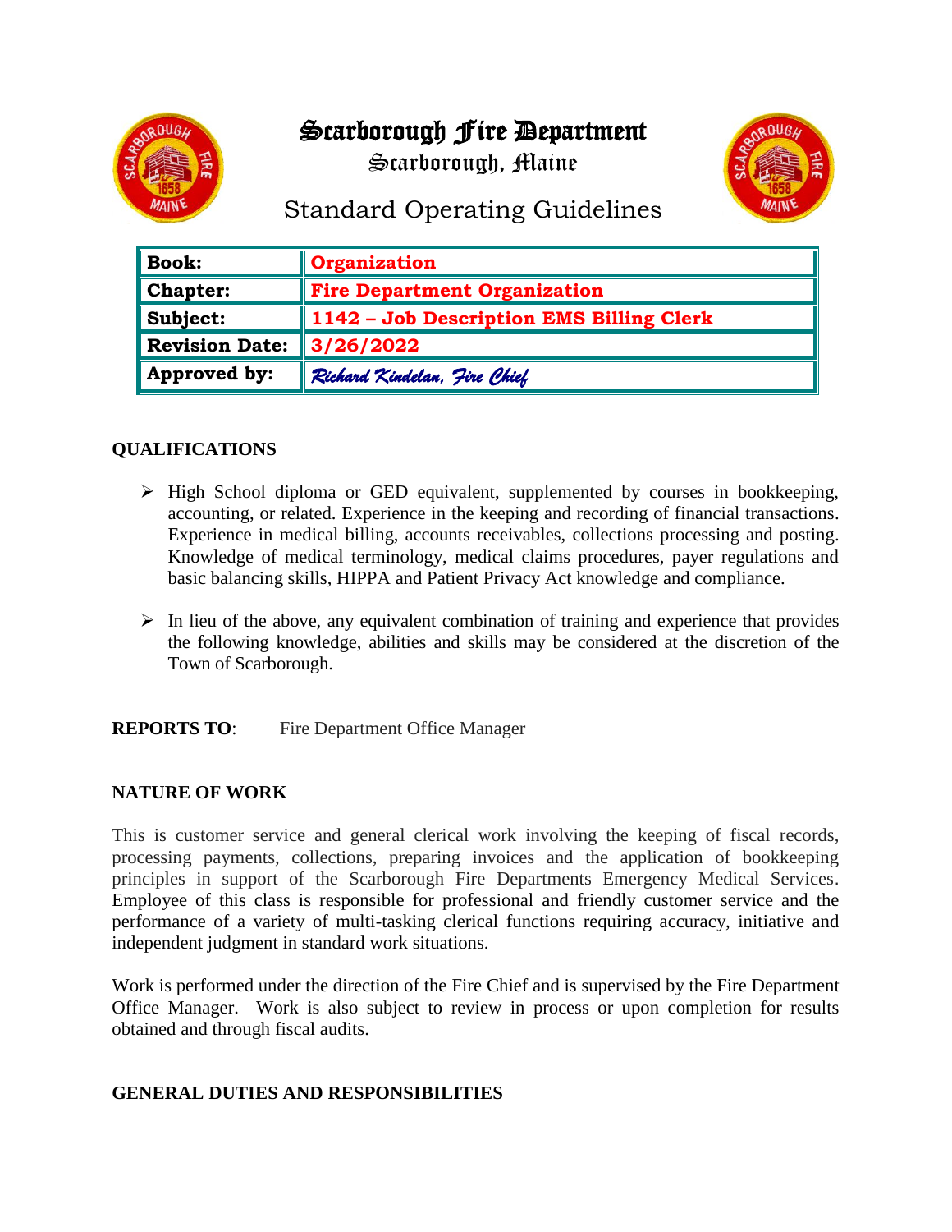# Scarborough Fire Department

## Scarborough, Maine

## Standard Operating Guidelines

| **Book:** | **Organization** |
|---|---|
| **Chapter:** | **Fire Department Organization** |
| **Subject:** | **1142 – Job Description EMS Billing Clerk** |
| **Revision Date:** | **3/26/2022** |
| **Approved by:** | *Richard Kindelan, Fire Chief* |

### QUALIFICATIONS

- High School diploma or GED equivalent, supplemented by courses in bookkeeping, accounting, or related. Experience in the keeping and recording of financial transactions. Experience in medical billing, accounts receivables, collections processing and posting. Knowledge of medical terminology, medical claims procedures, payer regulations and basic balancing skills, HIPPA and Patient Privacy Act knowledge and compliance.

- In lieu of the above, any equivalent combination of training and experience that provides the following knowledge, abilities and skills may be considered at the discretion of the Town of Scarborough.

**REPORTS TO**: Fire Department Office Manager

### NATURE OF WORK

This is customer service and general clerical work involving the keeping of fiscal records, processing payments, collections, preparing invoices and the application of bookkeeping principles in support of the Scarborough Fire Departments Emergency Medical Services. Employee of this class is responsible for professional and friendly customer service and the performance of a variety of multi-tasking clerical functions requiring accuracy, initiative and independent judgment in standard work situations.

Work is performed under the direction of the Fire Chief and is supervised by the Fire Department Office Manager. Work is also subject to review in process or upon completion for results obtained and through fiscal audits.

### GENERAL DUTIES AND RESPONSIBILITIES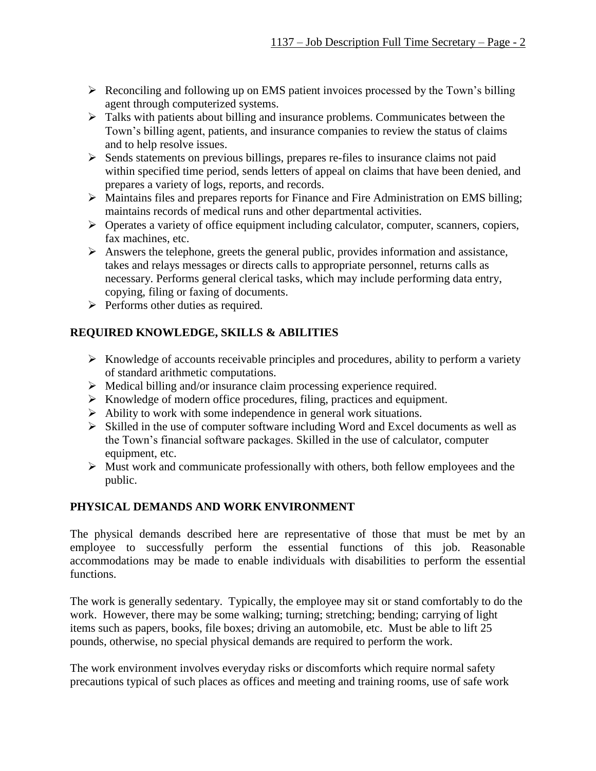- Reconciling and following up on EMS patient invoices processed by the Town's billing agent through computerized systems.
- Talks with patients about billing and insurance problems. Communicates between the Town's billing agent, patients, and insurance companies to review the status of claims and to help resolve issues.
- Sends statements on previous billings, prepares re-files to insurance claims not paid within specified time period, sends letters of appeal on claims that have been denied, and prepares a variety of logs, reports, and records.
- Maintains files and prepares reports for Finance and Fire Administration on EMS billing; maintains records of medical runs and other departmental activities.
- Operates a variety of office equipment including calculator, computer, scanners, copiers, fax machines, etc.
- Answers the telephone, greets the general public, provides information and assistance, takes and relays messages or directs calls to appropriate personnel, returns calls as necessary. Performs general clerical tasks, which may include performing data entry, copying, filing or faxing of documents.
- Performs other duties as required.

## REQUIRED KNOWLEDGE, SKILLS & ABILITIES

- Knowledge of accounts receivable principles and procedures, ability to perform a variety of standard arithmetic computations.
- Medical billing and/or insurance claim processing experience required.
- Knowledge of modern office procedures, filing, practices and equipment.
- Ability to work with some independence in general work situations.
- Skilled in the use of computer software including Word and Excel documents as well as the Town's financial software packages. Skilled in the use of calculator, computer equipment, etc.
- Must work and communicate professionally with others, both fellow employees and the public.

## PHYSICAL DEMANDS AND WORK ENVIRONMENT

The physical demands described here are representative of those that must be met by an employee to successfully perform the essential functions of this job. Reasonable accommodations may be made to enable individuals with disabilities to perform the essential functions.

The work is generally sedentary. Typically, the employee may sit or stand comfortably to do the work. However, there may be some walking; turning; stretching; bending; carrying of light items such as papers, books, file boxes; driving an automobile, etc. Must be able to lift 25 pounds, otherwise, no special physical demands are required to perform the work.

The work environment involves everyday risks or discomforts which require normal safety precautions typical of such places as offices and meeting and training rooms, use of safe work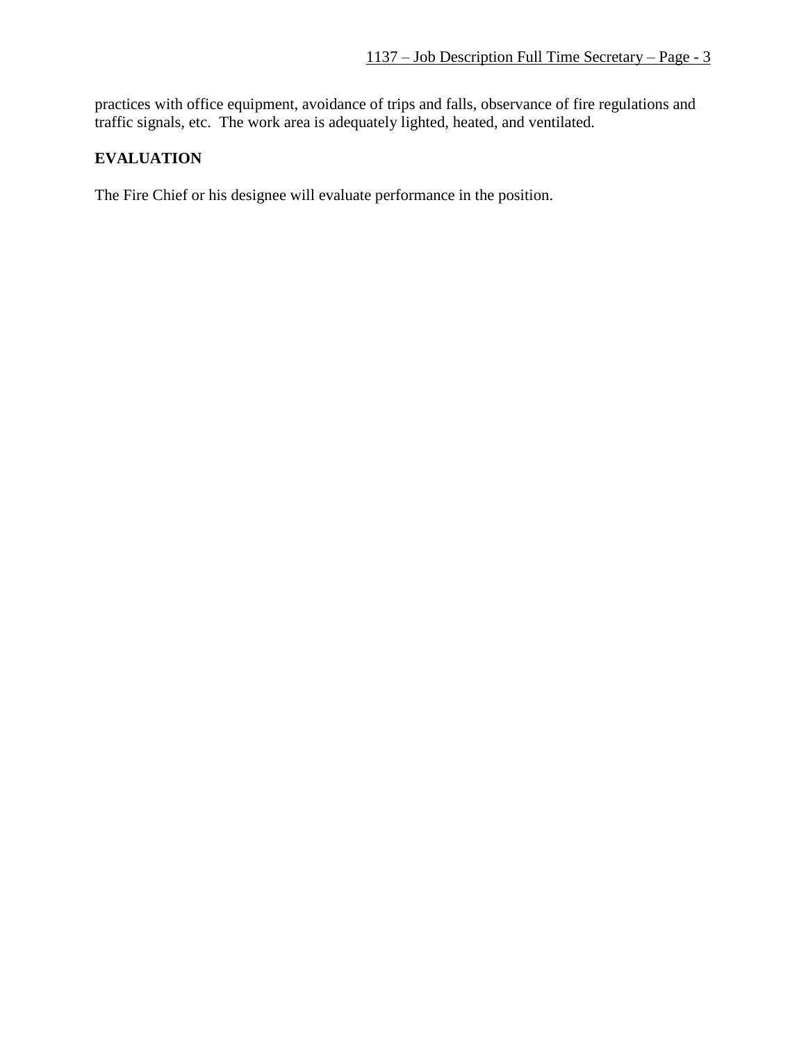practices with office equipment, avoidance of trips and falls, observance of fire regulations and traffic signals, etc. The work area is adequately lighted, heated, and ventilated.

**EVALUATION**

The Fire Chief or his designee will evaluate performance in the position.